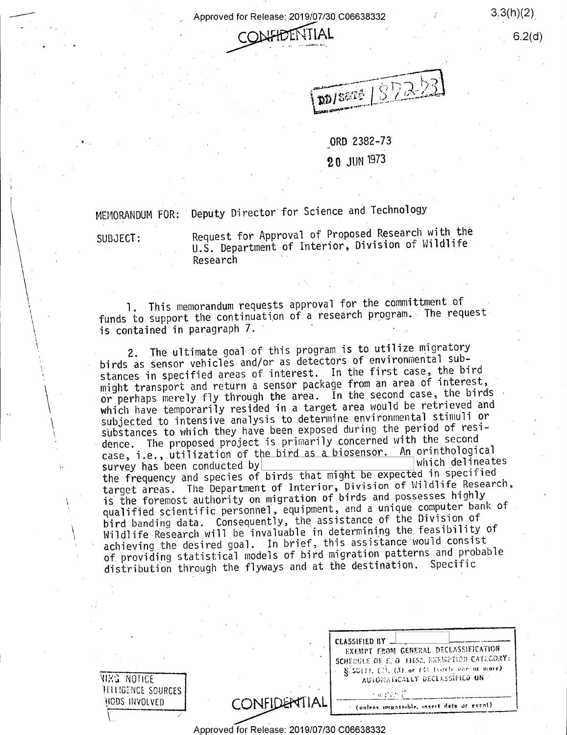CONFIDENTIAL

3.3(h)(2)

6.2(d)

DD/S&T# 8723

ORD 2382-73

20 JUN 1973

MEMORANDUM FOR: Deputy Director for Science and Technology

SUBJECT: Request for Approval of Proposed Research with the U.S. Department of Interior, Division of Wildlife Research

1. This memorandum requests approval for the committment of funds to support the continuation of a research program. The request is contained in paragraph 7.

2. The ultimate goal of this program is to utilize migratory birds as sensor vehicles and/or as detectors of environmental substances of interest in specified areas of interest. In the first case, the bird might transport and return a sensor package from an area of interest, or perhaps merely fly through the area. In the second case, the birds which have temporarily resided in a target area would be retrieved and subjected to intensive analysis to determine environmental stimuli or substances to which they have been exposed during the period of residence. The proposed project is primarily concerned with the second case, i.e., utilization of the bird as a biosensor. An orinthological survey has been conducted by [REDACTED] which delineates the frequency and species of birds that might be expected in specified target areas. The Department of Interior, Division of Wildlife Research, is the foremost authority on migration of birds and possesses highly qualified scientific personnel, equipment, and a unique computer bank of bird banding data. Consequently, the assistance of the Division of Wildlife Research will be invaluable in determining the feasibility of achieving the desired goal. In brief, this assistance would consist of providing statistical models of bird migration patterns and probable distribution through the flyways and at the destination. Specific

WNING NOTICE
INTELLIGENCE SOURCES
METHODS INVOLVED

CONFIDENTIAL

CLASSIFIED BY [REDACTED]
EXEMPT FROM GENERAL DECLASSIFICATION SCHEDULE OF E. O. 11652, EXEMPTION CATEGORY:
§ 5B(1), (2), (3) or (4) (circle one or more)
AUTOMATICALLY DECLASSIFIED ON
(unless impossible, insert date or event)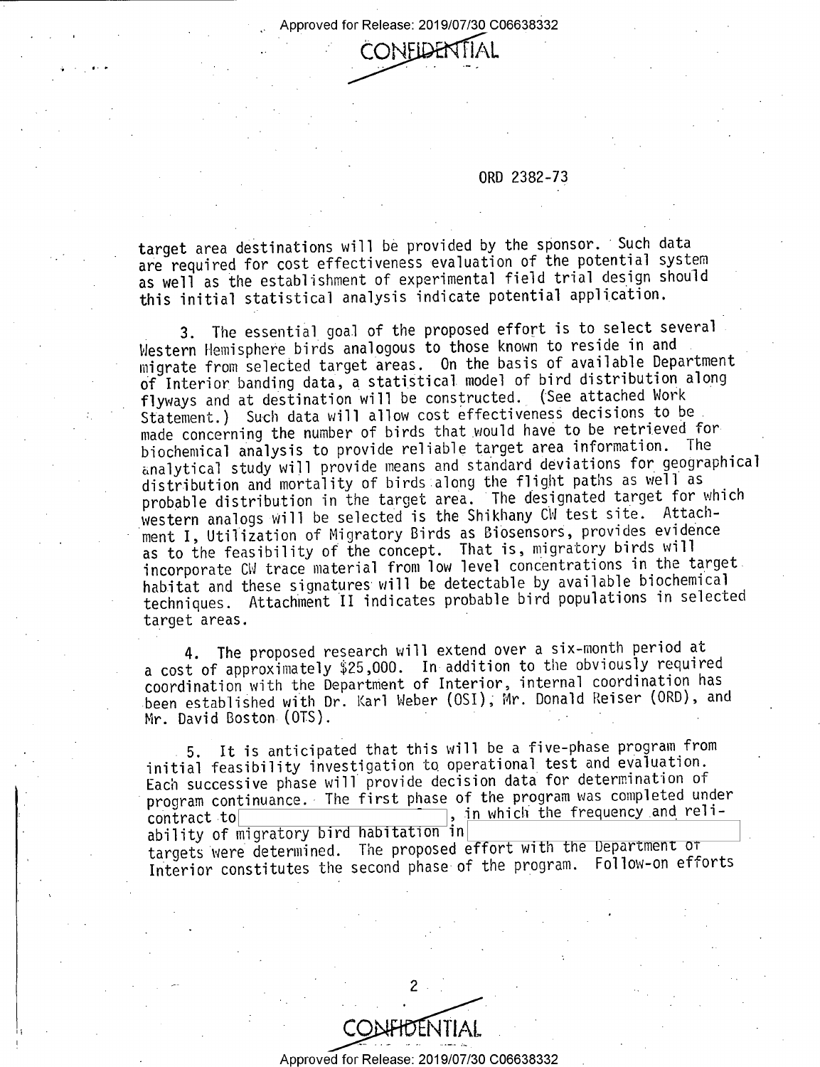ORD 2382-73

target area destinations will be provided by the sponsor. Such data are required for cost effectiveness evaluation of the potential system as well as the establishment of experimental field trial design should this initial statistical analysis indicate potential application.

3. The essential goal of the proposed effort is to select several Western Hemisphere birds analogous to those known to reside in and migrate from selected target areas. On the basis of available Department of Interior banding data, a statistical model of bird distribution along flyways and at destination will be constructed. (See attached Work Statement.) Such data will allow cost effectiveness decisions to be made concerning the number of birds that would have to be retrieved for biochemical analysis to provide reliable target area information. The analytical study will provide means and standard deviations for geographical distribution and mortality of birds along the flight paths as well as probable distribution in the target area. The designated target for which western analogs will be selected is the Shikhany CW test site. Attachment I, Utilization of Migratory Birds as Biosensors, provides evidence as to the feasibility of the concept. That is, migratory birds will incorporate CW trace material from low level concentrations in the target habitat and these signatures will be detectable by available biochemical techniques. Attachment II indicates probable bird populations in selected target areas.

4. The proposed research will extend over a six-month period at a cost of approximately $25,000. In addition to the obviously required coordination with the Department of Interior, internal coordination has been established with Dr. Karl Weber (OSI), Mr. Donald Reiser (ORD), and Mr. David Boston (OTS).

5. It is anticipated that this will be a five-phase program from initial feasibility investigation to operational test and evaluation. Each successive phase will provide decision data for determination of program continuance. The first phase of the program was completed under contract to [redacted], in which the frequency and reliability of migratory bird habitation in [redacted] targets were determined. The proposed effort with the Department of Interior constitutes the second phase of the program. Follow-on efforts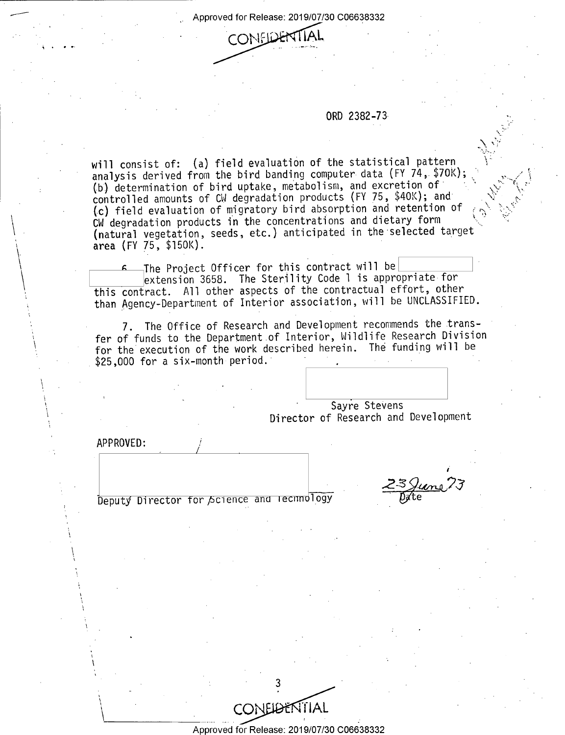CONFIDENTIAL

ORD 2382-73

will consist of: (a) field evaluation of the statistical pattern analysis derived from the bird banding computer data (FY 74, $70K); (b) determination of bird uptake, metabolism, and excretion of controlled amounts of CW degradation products (FY 75, $40K); and (c) field evaluation of migratory bird absorption and retention of CW degradation products in the concentrations and dietary form (natural vegetation, seeds, etc.) anticipated in the selected target area (FY 75, $150K).

6. The Project Officer for this contract will be [redacted] extension 3658. The Sterility Code 1 is appropriate for this contract. All other aspects of the contractual effort, other than Agency-Department of Interior association, will be UNCLASSIFIED.

7. The Office of Research and Development recommends the transfer of funds to the Department of Interior, Wildlife Research Division for the execution of the work described herein. The funding will be $25,000 for a six-month period.

[redacted]

Sayre Stevens
Director of Research and Development

APPROVED:

[redacted]

Deputy Director for Science and Technology

23 June 73
Date

CONFIDENTIAL